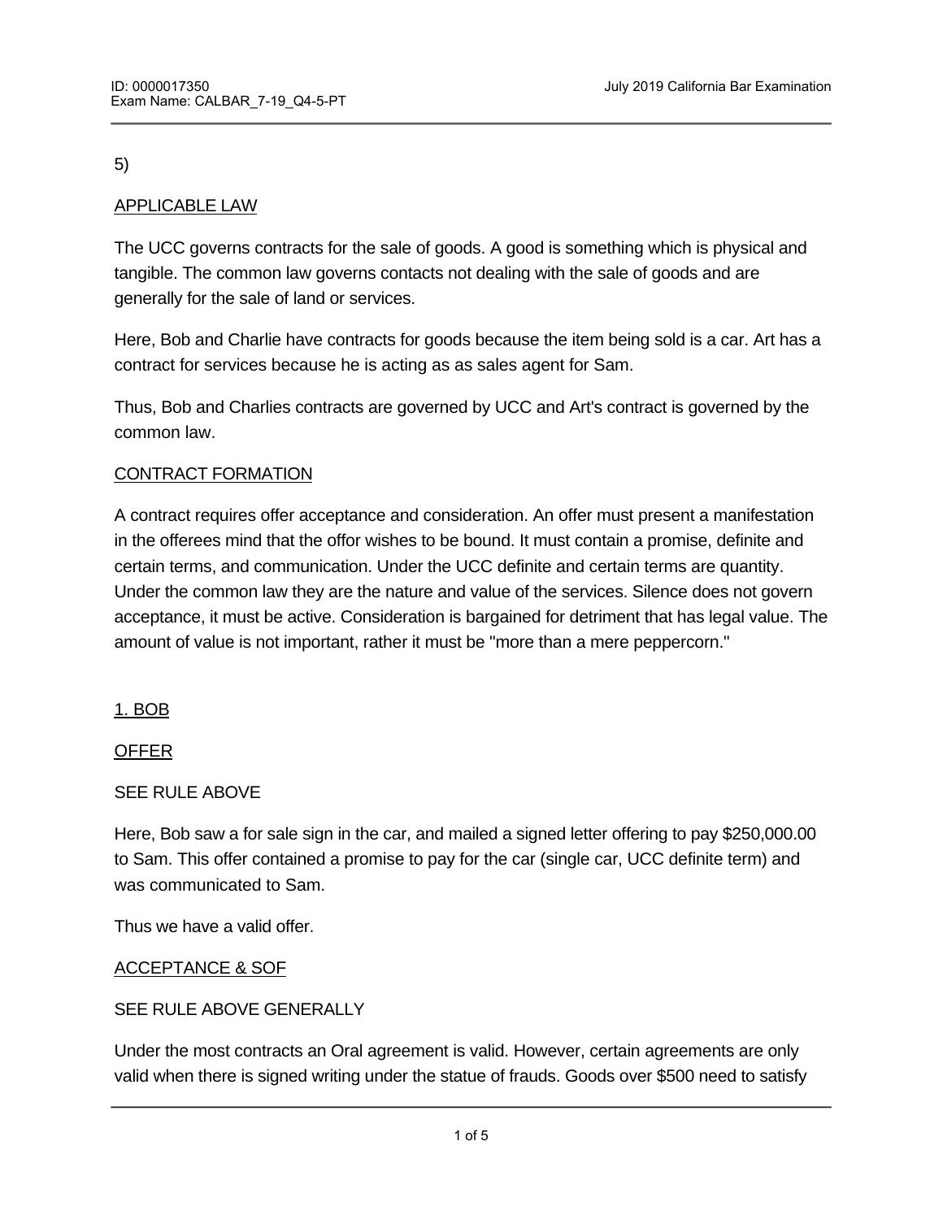5)

<u>APPLICABLE LAW</u>

The UCC governs contracts for the sale of goods. A good is something which is physical and tangible. The common law governs contacts not dealing with the sale of goods and are generally for the sale of land or services.

Here, Bob and Charlie have contracts for goods because the item being sold is a car. Art has a contract for services because he is acting as as sales agent for Sam.

Thus, Bob and Charlies contracts are governed by UCC and Art's contract is governed by the common law.

<u>CONTRACT FORMATION</u>

A contract requires offer acceptance and consideration. An offer must present a manifestation in the offerees mind that the offor wishes to be bound. It must contain a promise, definite and certain terms, and communication. Under the UCC definite and certain terms are quantity. Under the common law they are the nature and value of the services. Silence does not govern acceptance, it must be active. Consideration is bargained for detriment that has legal value. The amount of value is not important, rather it must be "more than a mere peppercorn."

<u>1. BOB</u>

<u>OFFER</u>

SEE RULE ABOVE

Here, Bob saw a for sale sign in the car, and mailed a signed letter offering to pay $250,000.00 to Sam. This offer contained a promise to pay for the car (single car, UCC definite term) and was communicated to Sam.

Thus we have a valid offer.

<u>ACCEPTANCE & SOF</u>

SEE RULE ABOVE GENERALLY

Under the most contracts an Oral agreement is valid. However, certain agreements are only valid when there is signed writing under the statue of frauds. Goods over $500 need to satisfy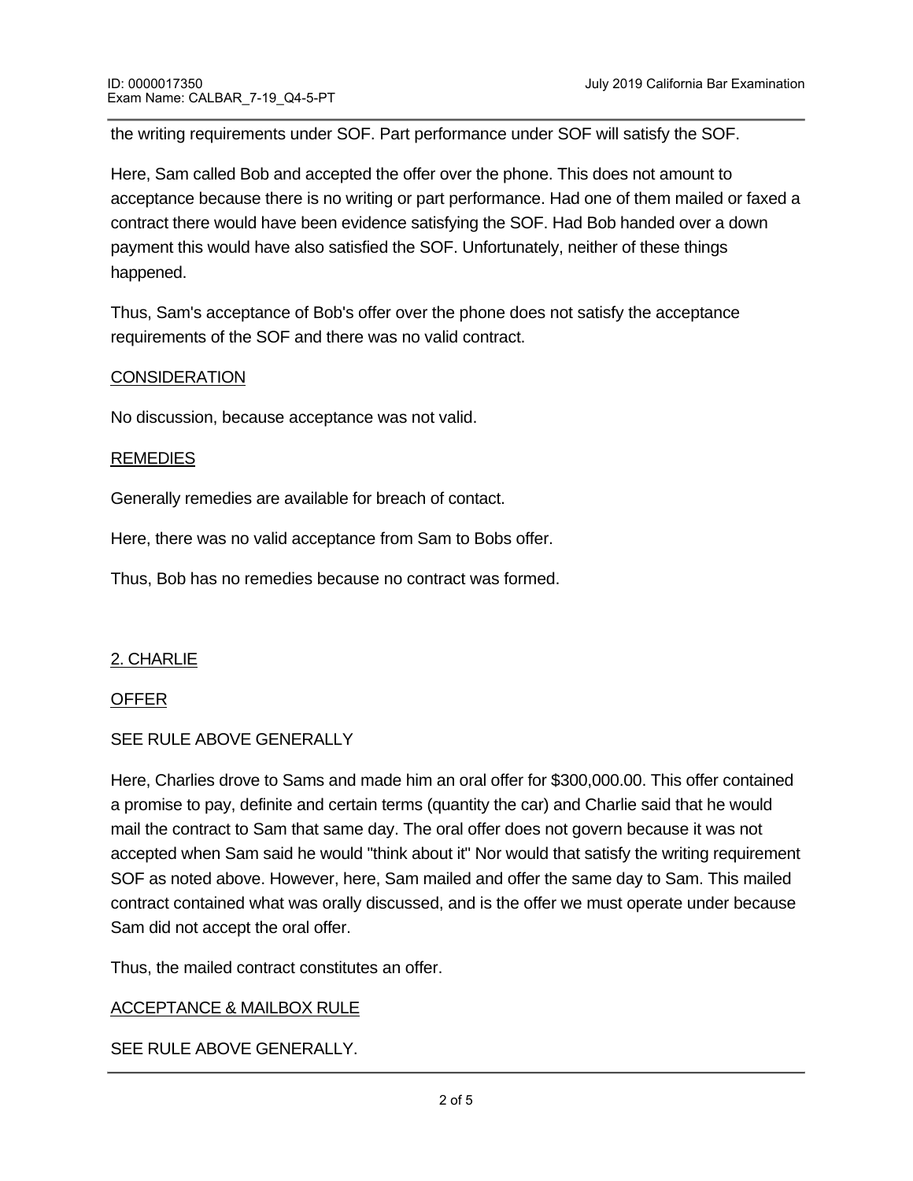the writing requirements under SOF. Part performance under SOF will satisfy the SOF.

Here, Sam called Bob and accepted the offer over the phone. This does not amount to acceptance because there is no writing or part performance. Had one of them mailed or faxed a contract there would have been evidence satisfying the SOF. Had Bob handed over a down payment this would have also satisfied the SOF. Unfortunately, neither of these things happened.

Thus, Sam's acceptance of Bob's offer over the phone does not satisfy the acceptance requirements of the SOF and there was no valid contract.

<u>CONSIDERATION</u>

No discussion, because acceptance was not valid.

<u>REMEDIES</u>

Generally remedies are available for breach of contact.

Here, there was no valid acceptance from Sam to Bobs offer.

Thus, Bob has no remedies because no contract was formed.

<u>2. CHARLIE</u>

<u>OFFER</u>

SEE RULE ABOVE GENERALLY

Here, Charlies drove to Sams and made him an oral offer for $300,000.00. This offer contained a promise to pay, definite and certain terms (quantity the car) and Charlie said that he would mail the contract to Sam that same day. The oral offer does not govern because it was not accepted when Sam said he would "think about it" Nor would that satisfy the writing requirement SOF as noted above. However, here, Sam mailed and offer the same day to Sam. This mailed contract contained what was orally discussed, and is the offer we must operate under because Sam did not accept the oral offer.

Thus, the mailed contract constitutes an offer.

<u>ACCEPTANCE & MAILBOX RULE</u>

SEE RULE ABOVE GENERALLY.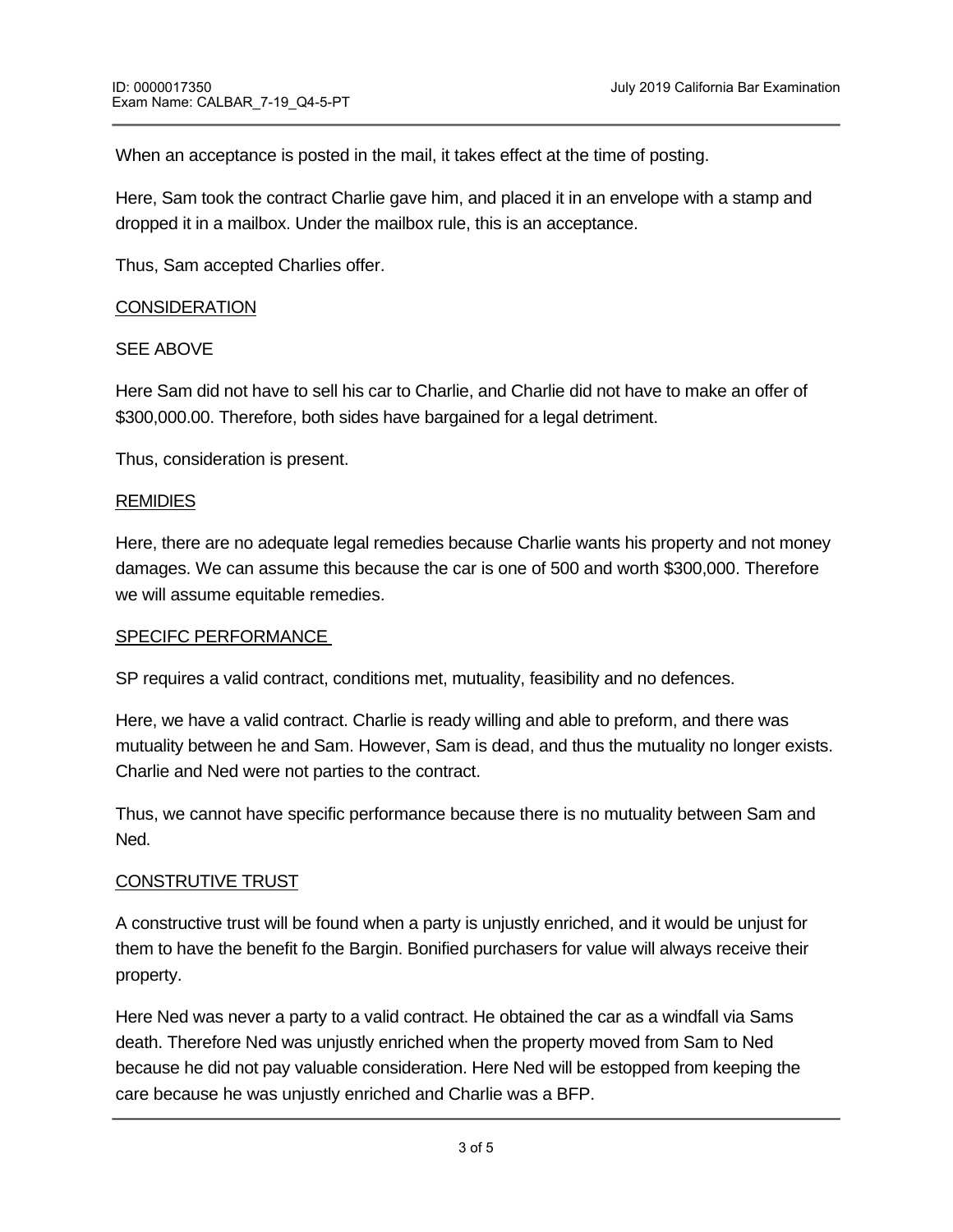When an acceptance is posted in the mail, it takes effect at the time of posting.

Here, Sam took the contract Charlie gave him, and placed it in an envelope with a stamp and dropped it in a mailbox. Under the mailbox rule, this is an acceptance.

Thus, Sam accepted Charlies offer.

<u>CONSIDERATION</u>

SEE ABOVE

Here Sam did not have to sell his car to Charlie, and Charlie did not have to make an offer of $300,000.00. Therefore, both sides have bargained for a legal detriment.

Thus, consideration is present.

<u>REMIDIES</u>

Here, there are no adequate legal remedies because Charlie wants his property and not money damages. We can assume this because the car is one of 500 and worth $300,000. Therefore we will assume equitable remedies.

<u>SPECIFC PERFORMANCE</u>

SP requires a valid contract, conditions met, mutuality, feasibility and no defences.

Here, we have a valid contract. Charlie is ready willing and able to preform, and there was mutuality between he and Sam. However, Sam is dead, and thus the mutuality no longer exists. Charlie and Ned were not parties to the contract.

Thus, we cannot have specific performance because there is no mutuality between Sam and Ned.

<u>CONSTRUTIVE TRUST</u>

A constructive trust will be found when a party is unjustly enriched, and it would be unjust for them to have the benefit fo the Bargin. Bonified purchasers for value will always receive their property.

Here Ned was never a party to a valid contract. He obtained the car as a windfall via Sams death. Therefore Ned was unjustly enriched when the property moved from Sam to Ned because he did not pay valuable consideration. Here Ned will be estopped from keeping the care because he was unjustly enriched and Charlie was a BFP.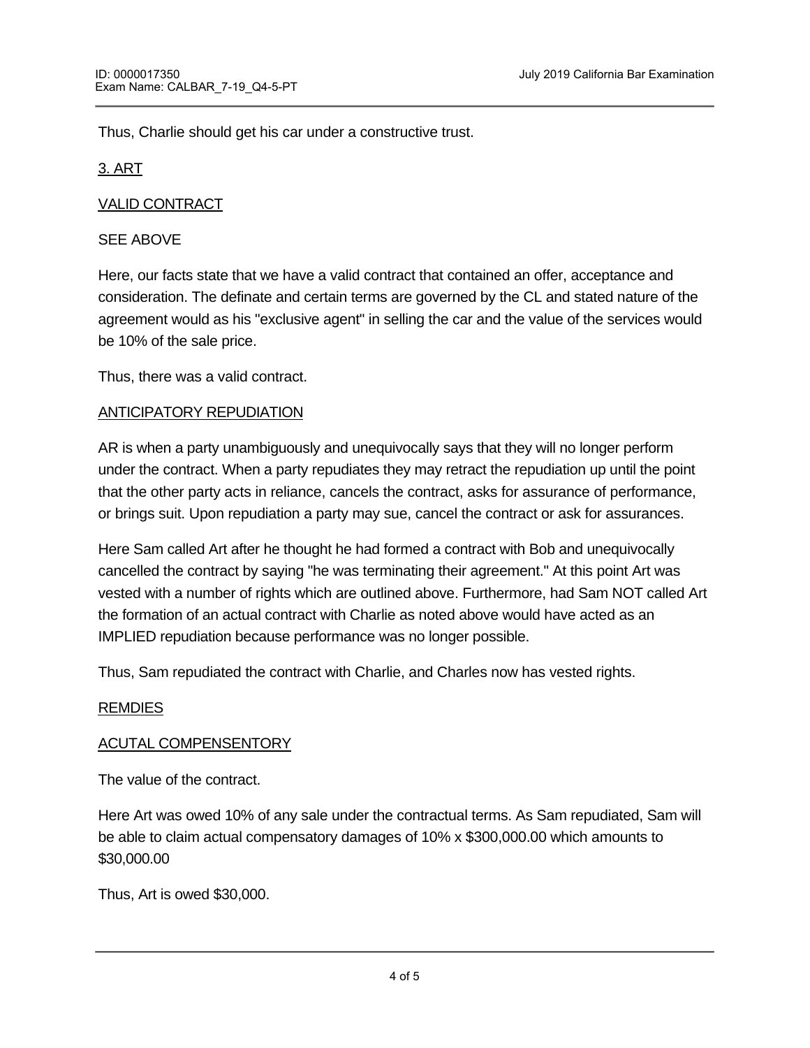Thus, Charlie should get his car under a constructive trust.

<u>3. ART</u>

<u>VALID CONTRACT</u>

SEE ABOVE

Here, our facts state that we have a valid contract that contained an offer, acceptance and consideration. The definate and certain terms are governed by the CL and stated nature of the agreement would as his "exclusive agent" in selling the car and the value of the services would be 10% of the sale price.

Thus, there was a valid contract.

<u>ANTICIPATORY REPUDIATION</u>

AR is when a party unambiguously and unequivocally says that they will no longer perform under the contract. When a party repudiates they may retract the repudiation up until the point that the other party acts in reliance, cancels the contract, asks for assurance of performance, or brings suit. Upon repudiation a party may sue, cancel the contract or ask for assurances.

Here Sam called Art after he thought he had formed a contract with Bob and unequivocally cancelled the contract by saying "he was terminating their agreement." At this point Art was vested with a number of rights which are outlined above. Furthermore, had Sam NOT called Art the formation of an actual contract with Charlie as noted above would have acted as an IMPLIED repudiation because performance was no longer possible.

Thus, Sam repudiated the contract with Charlie, and Charles now has vested rights.

<u>REMDIES</u>

<u>ACUTAL COMPENSENTORY</u>

The value of the contract.

Here Art was owed 10% of any sale under the contractual terms. As Sam repudiated, Sam will be able to claim actual compensatory damages of 10% x $300,000.00 which amounts to $30,000.00

Thus, Art is owed $30,000.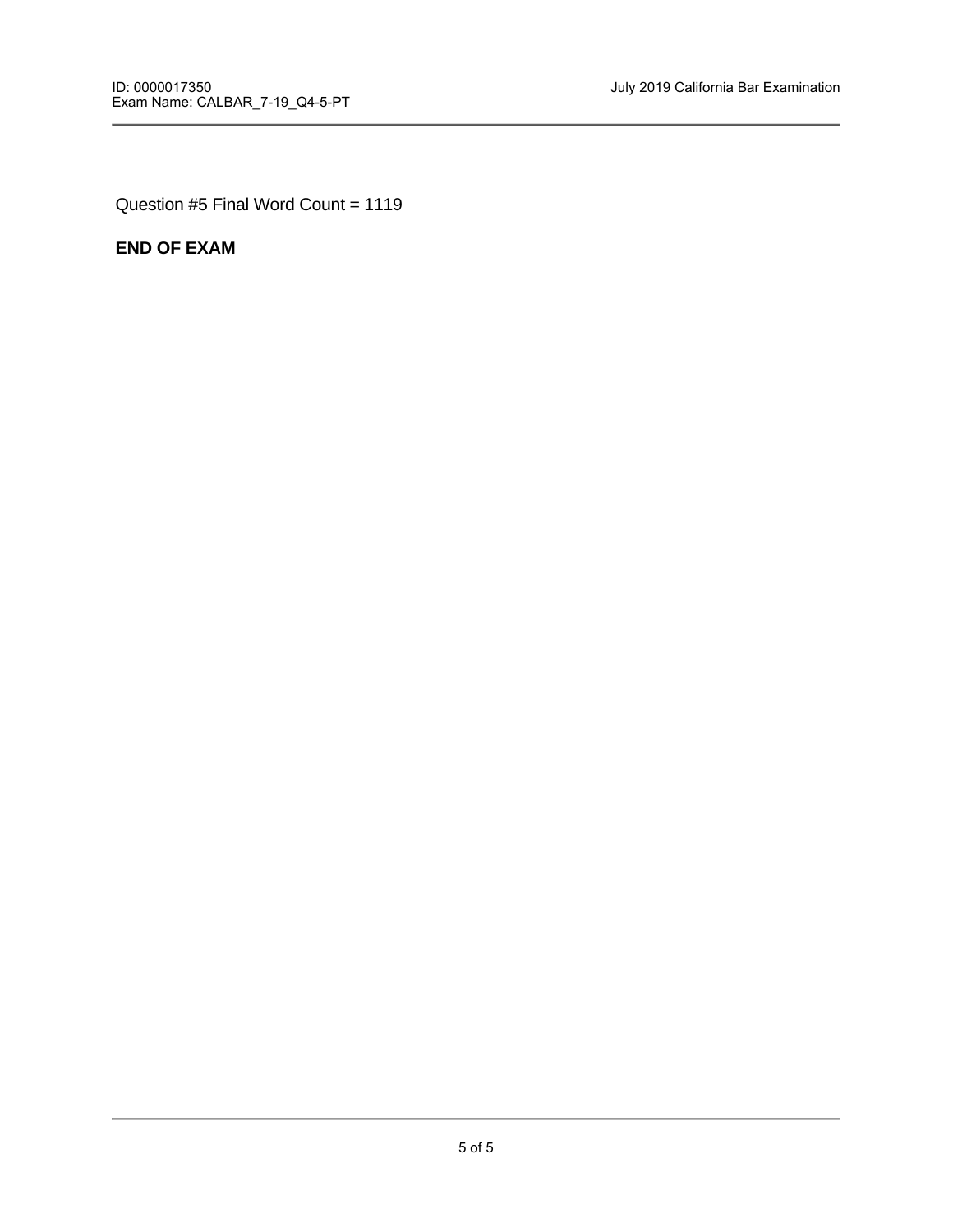Question #5 Final Word Count = 1119

**END OF EXAM**